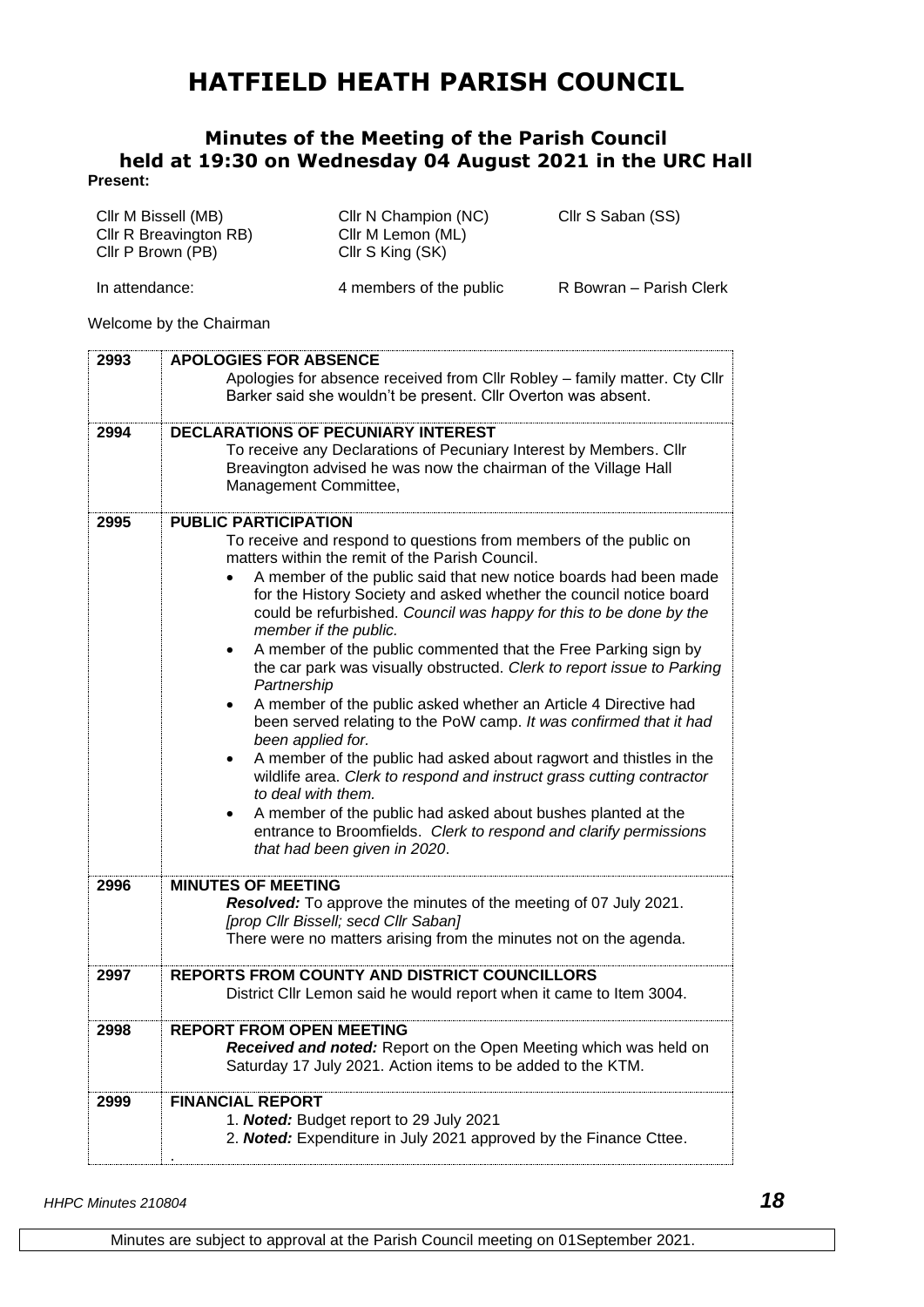# HATFIELD HEATH PARISH COUNCIL

## Minutes of the Meeting of the Parish Council held at 19:30 on Wednesday 04 August 2021 in the URC Hall

**Present:**

| | | |
|---|---|---|
| Cllr M Bissell (MB) | Cllr N Champion (NC) | Cllr S Saban (SS) |
| Cllr R Breavington RB) | Cllr M Lemon (ML) | |
| Cllr P Brown (PB) | Cllr S King (SK) | |
| In attendance: | 4 members of the public | R Bowran – Parish Clerk |

Welcome by the Chairman

| | |
|---|---|
| 2993 | **APOLOGIES FOR ABSENCE**<br>Apologies for absence received from Cllr Robley – family matter. Cty Cllr Barker said she wouldn't be present. Cllr Overton was absent. |
| 2994 | **DECLARATIONS OF PECUNIARY INTEREST**<br>To receive any Declarations of Pecuniary Interest by Members. Cllr Breavington advised he was now the chairman of the Village Hall Management Committee, |
| 2995 | **PUBLIC PARTICIPATION**<br>To receive and respond to questions from members of the public on matters within the remit of the Parish Council.<br>• A member of the public said that new notice boards had been made for the History Society and asked whether the council notice board could be refurbished. *Council was happy for this to be done by the member if the public.*<br>• A member of the public commented that the Free Parking sign by the car park was visually obstructed. *Clerk to report issue to Parking Partnership*<br>• A member of the public asked whether an Article 4 Directive had been served relating to the PoW camp. *It was confirmed that it had been applied for.*<br>• A member of the public had asked about ragwort and thistles in the wildlife area. *Clerk to respond and instruct grass cutting contractor to deal with them.*<br>• A member of the public had asked about bushes planted at the entrance to Broomfields. *Clerk to respond and clarify permissions that had been given in 2020*. |
| 2996 | **MINUTES OF MEETING**<br>***Resolved:*** To approve the minutes of the meeting of 07 July 2021. *[prop Cllr Bissell; secd Cllr Saban]*<br>There were no matters arising from the minutes not on the agenda. |
| 2997 | **REPORTS FROM COUNTY AND DISTRICT COUNCILLORS**<br>District Cllr Lemon said he would report when it came to Item 3004. |
| 2998 | **REPORT FROM OPEN MEETING**<br>***Received and noted:*** Report on the Open Meeting which was held on Saturday 17 July 2021. Action items to be added to the KTM. |
| 2999 | **FINANCIAL REPORT**<br>1. ***Noted:*** Budget report to 29 July 2021<br>2. ***Noted:*** Expenditure in July 2021 approved by the Finance Cttee.<br>. |

Minutes are subject to approval at the Parish Council meeting on 01September 2021.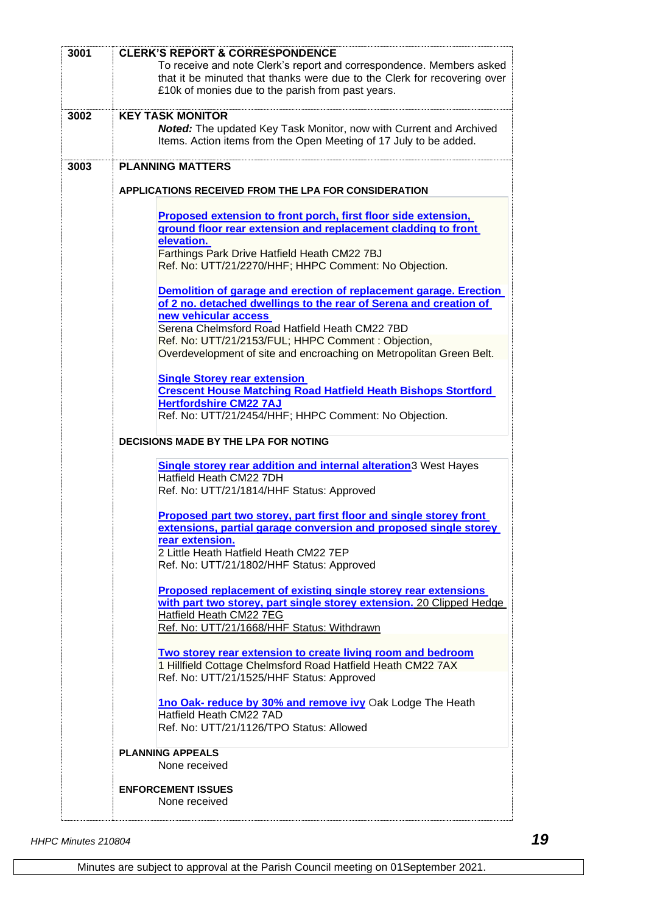| | |
|---|---|
| **3001** | **CLERK'S REPORT & CORRESPONDENCE**<br>To receive and note Clerk's report and correspondence. Members asked that it be minuted that thanks were due to the Clerk for recovering over £10k of monies due to the parish from past years. |
| **3002** | **KEY TASK MONITOR**<br>***Noted:*** The updated Key Task Monitor, now with Current and Archived Items. Action items from the Open Meeting of 17 July to be added. |
| **3003** | **PLANNING MATTERS**<br><br>**APPLICATIONS RECEIVED FROM THE LPA FOR CONSIDERATION**<br><br>**Proposed extension to front porch, first floor side extension, ground floor rear extension and replacement cladding to front elevation.**<br>Farthings Park Drive Hatfield Heath CM22 7BJ<br>Ref. No: UTT/21/2270/HHF; HHPC Comment: No Objection.<br><br>**Demolition of garage and erection of replacement garage. Erection of 2 no. detached dwellings to the rear of Serena and creation of new vehicular access**<br>Serena Chelmsford Road Hatfield Heath CM22 7BD<br>Ref. No: UTT/21/2153/FUL; HHPC Comment : Objection, Overdevelopment of site and encroaching on Metropolitan Green Belt.<br><br>**Single Storey rear extension**<br>**Crescent House Matching Road Hatfield Heath Bishops Stortford Hertfordshire CM22 7AJ**<br>Ref. No: UTT/21/2454/HHF; HHPC Comment: No Objection.<br><br>**DECISIONS MADE BY THE LPA FOR NOTING**<br><br>**Single storey rear addition and internal alteration**3 West Hayes Hatfield Heath CM22 7DH<br>Ref. No: UTT/21/1814/HHF Status: Approved<br><br>**Proposed part two storey, part first floor and single storey front extensions, partial garage conversion and proposed single storey rear extension.**<br>2 Little Heath Hatfield Heath CM22 7EP<br>Ref. No: UTT/21/1802/HHF Status: Approved<br><br>**Proposed replacement of existing single storey rear extensions with part two storey, part single storey extension.** 20 Clipped Hedge Hatfield Heath CM22 7EG<br>Ref. No: UTT/21/1668/HHF Status: Withdrawn<br><br>**Two storey rear extension to create living room and bedroom**<br>1 Hillfield Cottage Chelmsford Road Hatfield Heath CM22 7AX<br>Ref. No: UTT/21/1525/HHF Status: Approved<br><br>**1no Oak- reduce by 30% and remove ivy** Oak Lodge The Heath Hatfield Heath CM22 7AD<br>Ref. No: UTT/21/1126/TPO Status: Allowed<br><br>**PLANNING APPEALS**<br>None received<br><br>**ENFORCEMENT ISSUES**<br>None received |

Minutes are subject to approval at the Parish Council meeting on 01September 2021.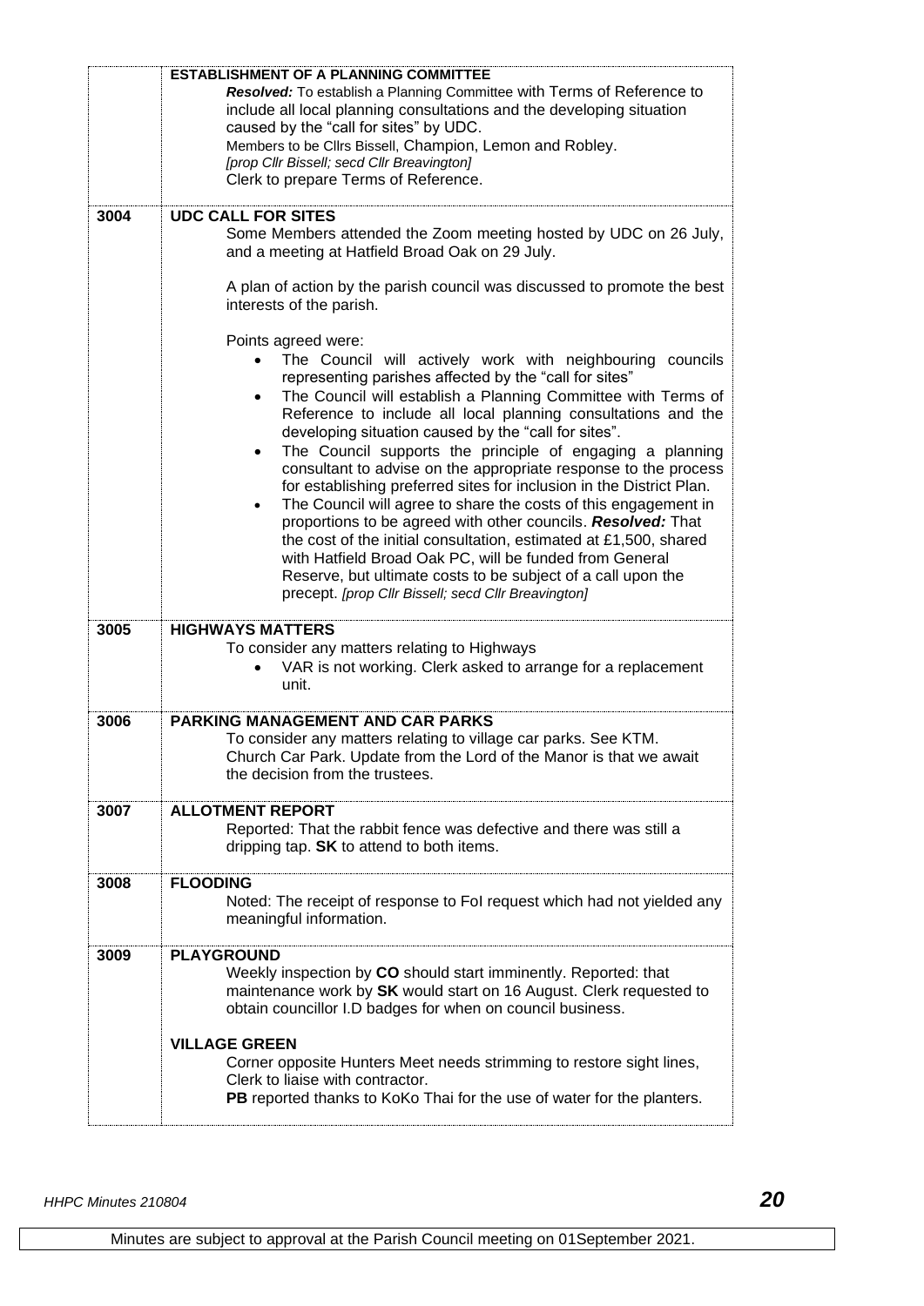| | |
|---|---|
| | **ESTABLISHMENT OF A PLANNING COMMITTEE**<br>***Resolved:*** To establish a Planning Committee with Terms of Reference to include all local planning consultations and the developing situation caused by the "call for sites" by UDC.<br>Members to be Cllrs Bissell, Champion, Lemon and Robley.<br>*[prop Cllr Bissell; secd Cllr Breavington]*<br>Clerk to prepare Terms of Reference. |
| **3004** | **UDC CALL FOR SITES**<br>Some Members attended the Zoom meeting hosted by UDC on 26 July, and a meeting at Hatfield Broad Oak on 29 July.<br><br>A plan of action by the parish council was discussed to promote the best interests of the parish.<br><br>Points agreed were:<br>• The Council will actively work with neighbouring councils representing parishes affected by the "call for sites"<br>• The Council will establish a Planning Committee with Terms of Reference to include all local planning consultations and the developing situation caused by the "call for sites".<br>• The Council supports the principle of engaging a planning consultant to advise on the appropriate response to the process for establishing preferred sites for inclusion in the District Plan.<br>• The Council will agree to share the costs of this engagement in proportions to be agreed with other councils. ***Resolved:*** That the cost of the initial consultation, estimated at £1,500, shared with Hatfield Broad Oak PC, will be funded from General Reserve, but ultimate costs to be subject of a call upon the precept. *[prop Cllr Bissell; secd Cllr Breavington]* |
| **3005** | **HIGHWAYS MATTERS**<br>To consider any matters relating to Highways<br>• VAR is not working. Clerk asked to arrange for a replacement unit. |
| **3006** | **PARKING MANAGEMENT AND CAR PARKS**<br>To consider any matters relating to village car parks. See KTM.<br>Church Car Park. Update from the Lord of the Manor is that we await the decision from the trustees. |
| **3007** | **ALLOTMENT REPORT**<br>Reported: That the rabbit fence was defective and there was still a dripping tap. **SK** to attend to both items. |
| **3008** | **FLOODING**<br>Noted: The receipt of response to FoI request which had not yielded any meaningful information. |
| **3009** | **PLAYGROUND**<br>Weekly inspection by **CO** should start imminently. Reported: that maintenance work by **SK** would start on 16 August. Clerk requested to obtain councillor I.D badges for when on council business.<br><br>**VILLAGE GREEN**<br>Corner opposite Hunters Meet needs strimming to restore sight lines, Clerk to liaise with contractor.<br>**PB** reported thanks to KoKo Thai for the use of water for the planters. |

Minutes are subject to approval at the Parish Council meeting on 01September 2021.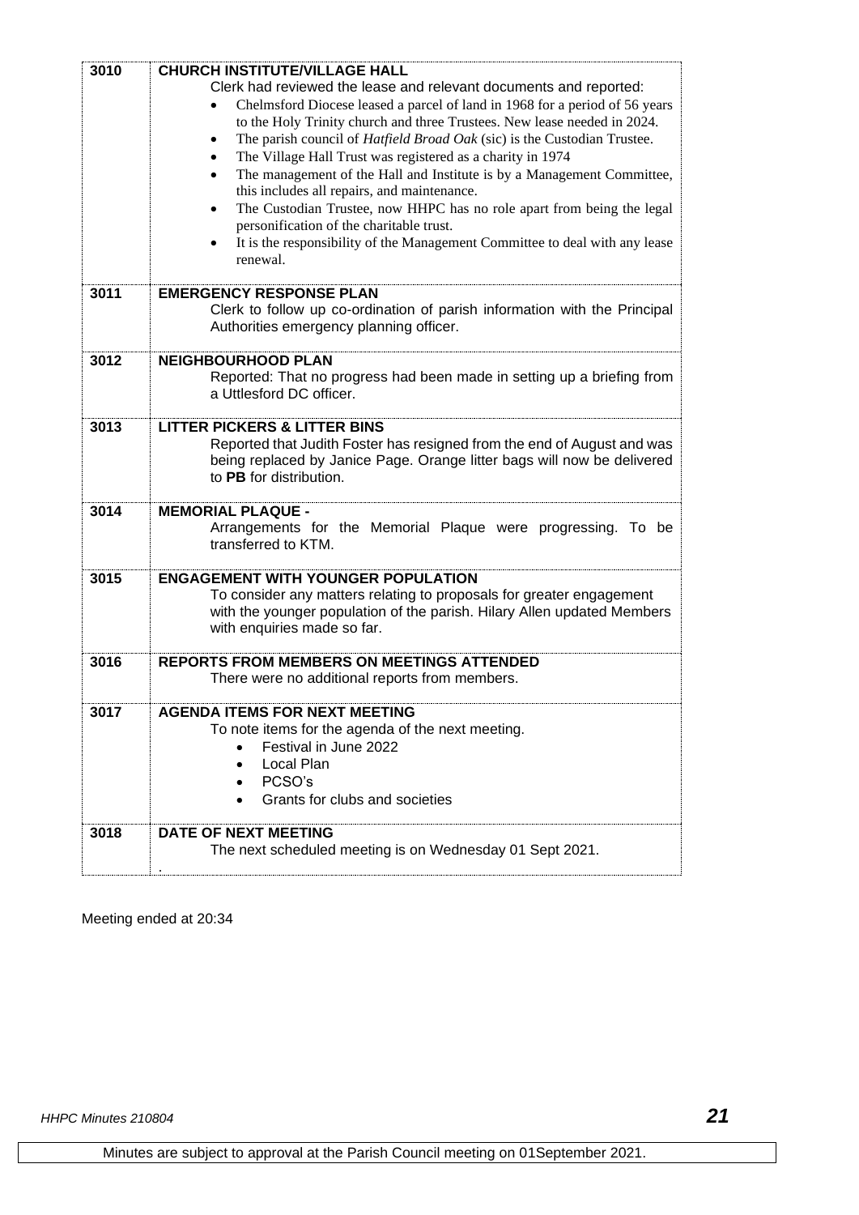| | |
|---|---|
| 3010 | **CHURCH INSTITUTE/VILLAGE HALL**<br>Clerk had reviewed the lease and relevant documents and reported:<br>• Chelmsford Diocese leased a parcel of land in 1968 for a period of 56 years to the Holy Trinity church and three Trustees. New lease needed in 2024.<br>• The parish council of *Hatfield Broad Oak* (sic) is the Custodian Trustee.<br>• The Village Hall Trust was registered as a charity in 1974<br>• The management of the Hall and Institute is by a Management Committee, this includes all repairs, and maintenance.<br>• The Custodian Trustee, now HHPC has no role apart from being the legal personification of the charitable trust.<br>• It is the responsibility of the Management Committee to deal with any lease renewal. |
| 3011 | **EMERGENCY RESPONSE PLAN**<br>Clerk to follow up co-ordination of parish information with the Principal Authorities emergency planning officer. |
| 3012 | **NEIGHBOURHOOD PLAN**<br>Reported: That no progress had been made in setting up a briefing from a Uttlesford DC officer. |
| 3013 | **LITTER PICKERS & LITTER BINS**<br>Reported that Judith Foster has resigned from the end of August and was being replaced by Janice Page. Orange litter bags will now be delivered to **PB** for distribution. |
| 3014 | **MEMORIAL PLAQUE -**<br>Arrangements for the Memorial Plaque were progressing. To be transferred to KTM. |
| 3015 | **ENGAGEMENT WITH YOUNGER POPULATION**<br>To consider any matters relating to proposals for greater engagement with the younger population of the parish. Hilary Allen updated Members with enquiries made so far. |
| 3016 | **REPORTS FROM MEMBERS ON MEETINGS ATTENDED**<br>There were no additional reports from members. |
| 3017 | **AGENDA ITEMS FOR NEXT MEETING**<br>To note items for the agenda of the next meeting.<br>• Festival in June 2022<br>• Local Plan<br>• PCSO's<br>• Grants for clubs and societies |
| 3018 | **DATE OF NEXT MEETING**<br>The next scheduled meeting is on Wednesday 01 Sept 2021.<br>. |

Meeting ended at 20:34

*HHPC Minutes 210804*

Minutes are subject to approval at the Parish Council meeting on 01September 2021.